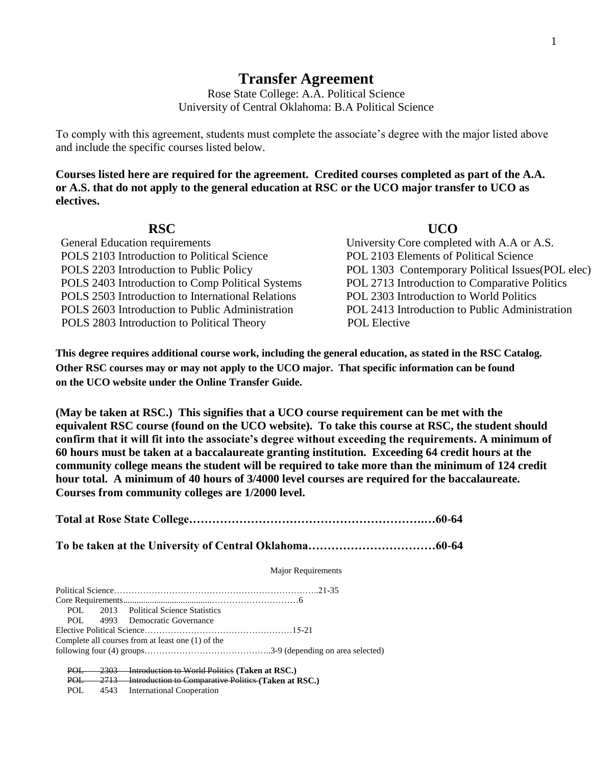# Transfer Agreement

Rose State College: A.A. Political Science
University of Central Oklahoma: B.A Political Science

To comply with this agreement, students must complete the associate's degree with the major listed above and include the specific courses listed below.

**Courses listed here are required for the agreement. Credited courses completed as part of the A.A. or A.S. that do not apply to the general education at RSC or the UCO major transfer to UCO as electives.**

| RSC | UCO |
|---|---|
| General Education requirements | University Core completed with A.A or A.S. |
| POLS 2103 Introduction to Political Science | POL 2103 Elements of Political Science |
| POLS 2203 Introduction to Public Policy | POL 1303 Contemporary Political Issues(POL elec) |
| POLS 2403 Introduction to Comp Political Systems | POL 2713 Introduction to Comparative Politics |
| POLS 2503 Introduction to International Relations | POL 2303 Introduction to World Politics |
| POLS 2603 Introduction to Public Administration | POL 2413 Introduction to Public Administration |
| POLS 2803 Introduction to Political Theory | POL Elective |

**This degree requires additional course work, including the general education, as stated in the RSC Catalog. Other RSC courses may or may not apply to the UCO major. That specific information can be found on the UCO website under the Online Transfer Guide.**

**(May be taken at RSC.) This signifies that a UCO course requirement can be met with the equivalent RSC course (found on the UCO website). To take this course at RSC, the student should confirm that it will fit into the associate's degree without exceeding the requirements. A minimum of 60 hours must be taken at a baccalaureate granting institution. Exceeding 64 credit hours at the community college means the student will be required to take more than the minimum of 124 credit hour total. A minimum of 40 hours of 3/4000 level courses are required for the baccalaureate. Courses from community colleges are 1/2000 level.**

**Total at Rose State College……………………………………………………..…60-64**

**To be taken at the University of Central Oklahoma……………………………60-64**

Major Requirements

Political Science……………………………………………………………..21-35

Core Requirements……………………………………………6

POL 2013 Political Science Statistics
POL 4993 Democratic Governance

Elective Political Science……………………………………………15-21

Complete all courses from at least one (1) of the following four (4) groups……………………………………..3-9 (depending on area selected)

~~POL 2303 Introduction to World Politics~~ **(Taken at RSC.)**
~~POL 2713 Introduction to Comparative Politics~~ **(Taken at RSC.)**
POL 4543 International Cooperation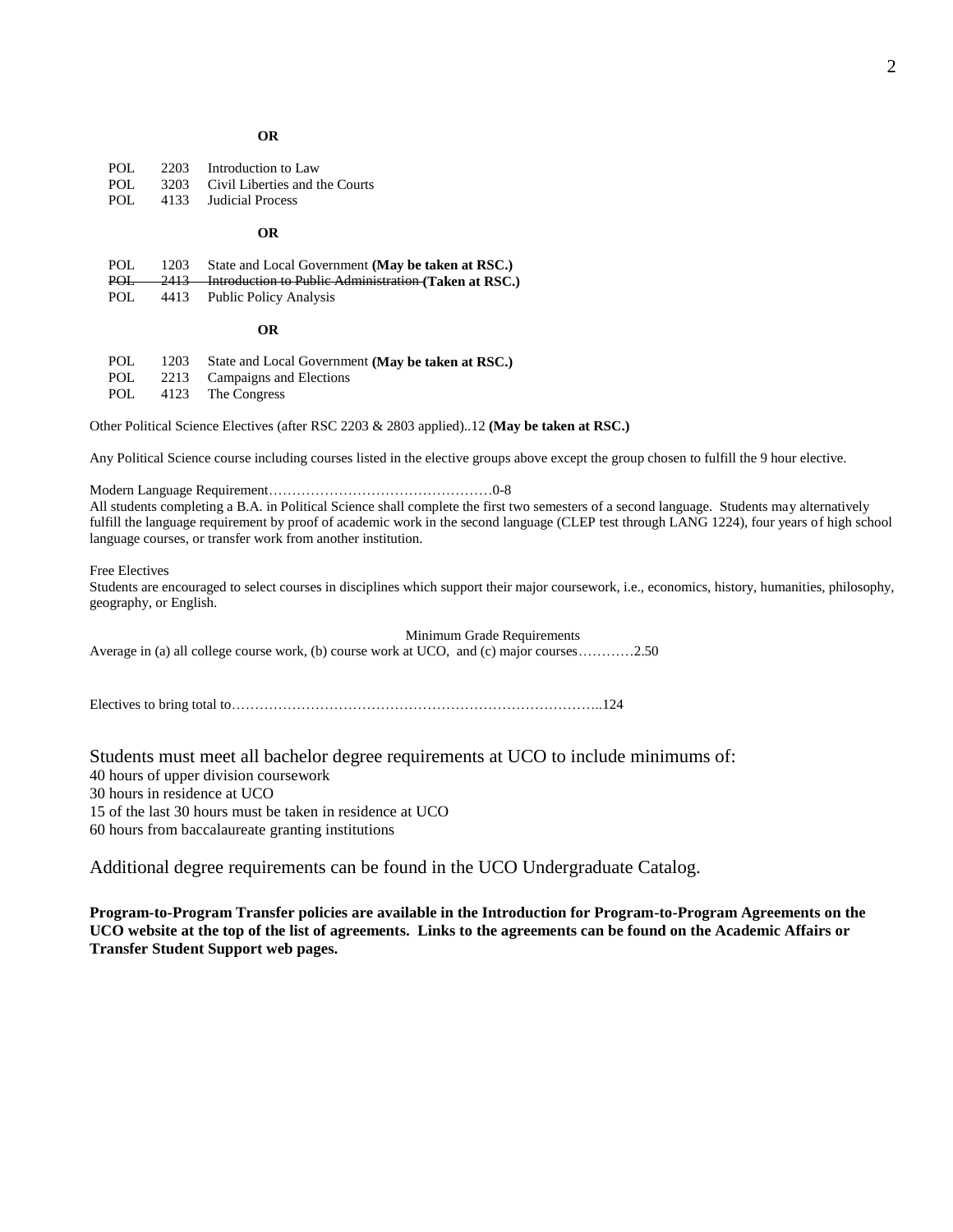**OR**

| | | |
|---|---|---|
| POL | 2203 | Introduction to Law |
| POL | 3203 | Civil Liberties and the Courts |
| POL | 4133 | Judicial Process |

**OR**

| | | |
|---|---|---|
| POL | 1203 | State and Local Government **(May be taken at RSC.)** |
| ~~POL~~ | ~~2413~~ | ~~Introduction to Public Administration~~ **(Taken at RSC.)** |
| POL | 4413 | Public Policy Analysis |

**OR**

| | | |
|---|---|---|
| POL | 1203 | State and Local Government **(May be taken at RSC.)** |
| POL | 2213 | Campaigns and Elections |
| POL | 4123 | The Congress |

Other Political Science Electives (after RSC 2203 & 2803 applied)..12 **(May be taken at RSC.)**

Any Political Science course including courses listed in the elective groups above except the group chosen to fulfill the 9 hour elective.

Modern Language Requirement…………………………………………0-8
All students completing a B.A. in Political Science shall complete the first two semesters of a second language. Students may alternatively fulfill the language requirement by proof of academic work in the second language (CLEP test through LANG 1224), four years of high school language courses, or transfer work from another institution.

Free Electives
Students are encouraged to select courses in disciplines which support their major coursework, i.e., economics, history, humanities, philosophy, geography, or English.

Minimum Grade Requirements
Average in (a) all college course work, (b) course work at UCO, and (c) major courses…………2.50

Electives to bring total to……………………………………………………………………..124

Students must meet all bachelor degree requirements at UCO to include minimums of:
40 hours of upper division coursework
30 hours in residence at UCO
15 of the last 30 hours must be taken in residence at UCO
60 hours from baccalaureate granting institutions

Additional degree requirements can be found in the UCO Undergraduate Catalog.

**Program-to-Program Transfer policies are available in the Introduction for Program-to-Program Agreements on the UCO website at the top of the list of agreements. Links to the agreements can be found on the Academic Affairs or Transfer Student Support web pages.**